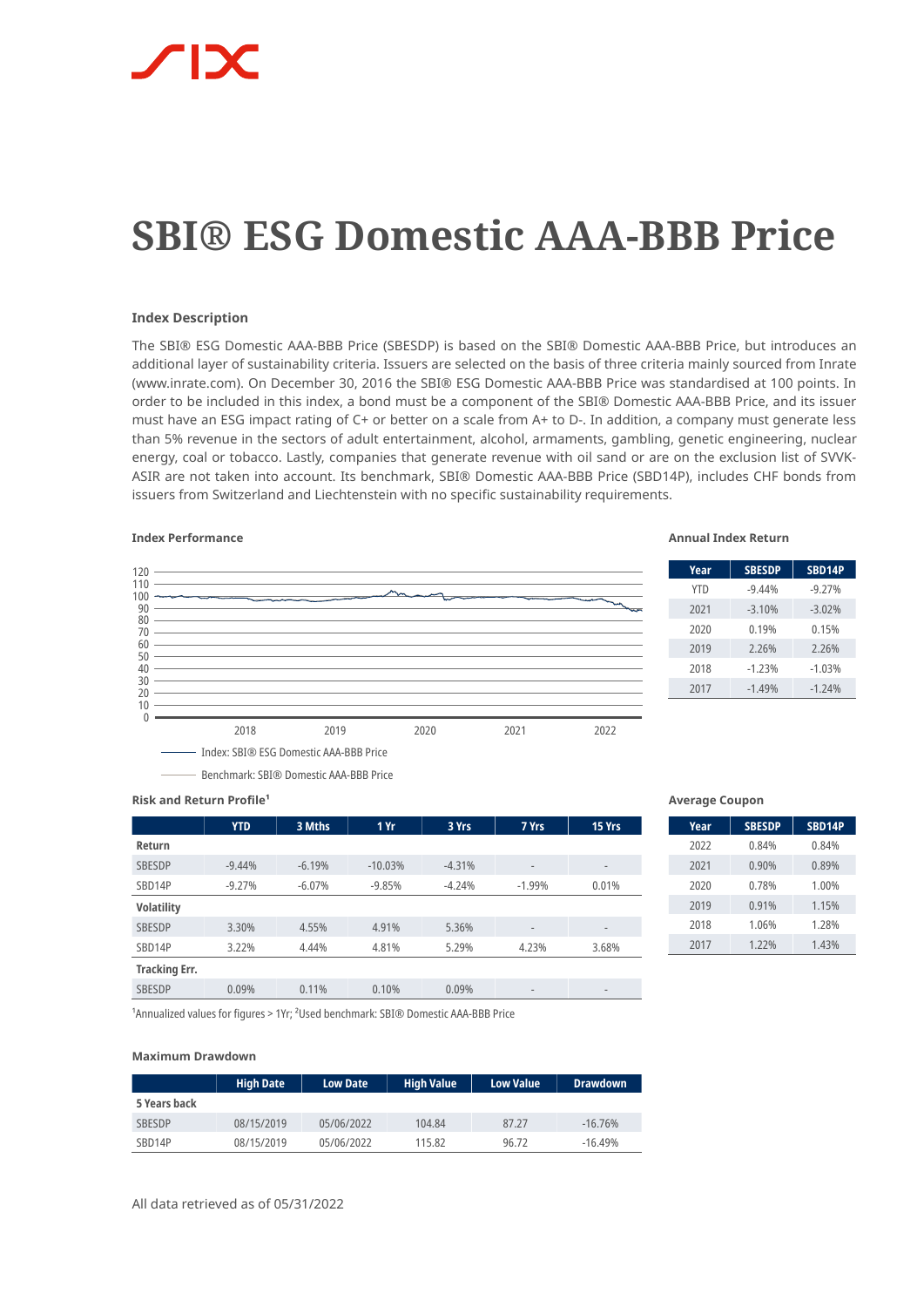# SBI® ESG Domestic AAA-BBB Price

### Index Description

The SBI® ESG Domestic AAA-BBB Price (SBESDP) is based on the SBI® Domestic AAA-BBB Price, but introduces an additional layer of sustainability criteria. Issuers are selected on the basis of three criteria mainly sourced from Inrate (www.inrate.com). On December 30, 2016 the SBI® ESG Domestic AAA-BBB Price was standardised at 100 points. In order to be included in this index, a bond must be a component of the SBI® Domestic AAA-BBB Price, and its issuer must have an ESG impact rating of C+ or better on a scale from A+ to D-. In addition, a company must generate less than 5% revenue in the sectors of adult entertainment, alcohol, armaments, gambling, genetic engineering, nuclear energy, coal or tobacco. Lastly, companies that generate revenue with oil sand or are on the exclusion list of SVVK-ASIR are not taken into account. Its benchmark, SBI® Domestic AAA-BBB Price (SBD14P), includes CHF bonds from issuers from Switzerland and Liechtenstein with no specific sustainability requirements.

#### Index Performance

Index: SBI® ESG Domestic AAA-BBB Price

Benchmark: SBI® Domestic AAA-BBB Price

#### Annual Index Return

| Year | SBESDP | SBD14P |
|---|---|---|
| YTD | -9.44% | -9.27% |
| 2021 | -3.10% | -3.02% |
| 2020 | 0.19% | 0.15% |
| 2019 | 2.26% | 2.26% |
| 2018 | -1.23% | -1.03% |
| 2017 | -1.49% | -1.24% |

#### Risk and Return Profile[1]

| | YTD | 3 Mths | 1 Yr | 3 Yrs | 7 Yrs | 15 Yrs |
|---|---|---|---|---|---|---|
| **Return** | | | | | | |
| SBESDP | -9.44% | -6.19% | -10.03% | -4.31% | - | - |
| SBD14P | -9.27% | -6.07% | -9.85% | -4.24% | -1.99% | 0.01% |
| **Volatility** | | | | | | |
| SBESDP | 3.30% | 4.55% | 4.91% | 5.36% | - | - |
| SBD14P | 3.22% | 4.44% | 4.81% | 5.29% | 4.23% | 3.68% |
| **Tracking Err.** | | | | | | |
| SBESDP | 0.09% | 0.11% | 0.10% | 0.09% | - | - |

[1]Annualized values for figures > 1Yr; [2]Used benchmark: SBI® Domestic AAA-BBB Price

#### Average Coupon

| Year | SBESDP | SBD14P |
|---|---|---|
| 2022 | 0.84% | 0.84% |
| 2021 | 0.90% | 0.89% |
| 2020 | 0.78% | 1.00% |
| 2019 | 0.91% | 1.15% |
| 2018 | 1.06% | 1.28% |
| 2017 | 1.22% | 1.43% |

#### Maximum Drawdown

| | High Date | Low Date | High Value | Low Value | Drawdown |
|---|---|---|---|---|---|
| **5 Years back** | | | | | |
| SBESDP | 08/15/2019 | 05/06/2022 | 104.84 | 87.27 | -16.76% |
| SBD14P | 08/15/2019 | 05/06/2022 | 115.82 | 96.72 | -16.49% |

All data retrieved as of 05/31/2022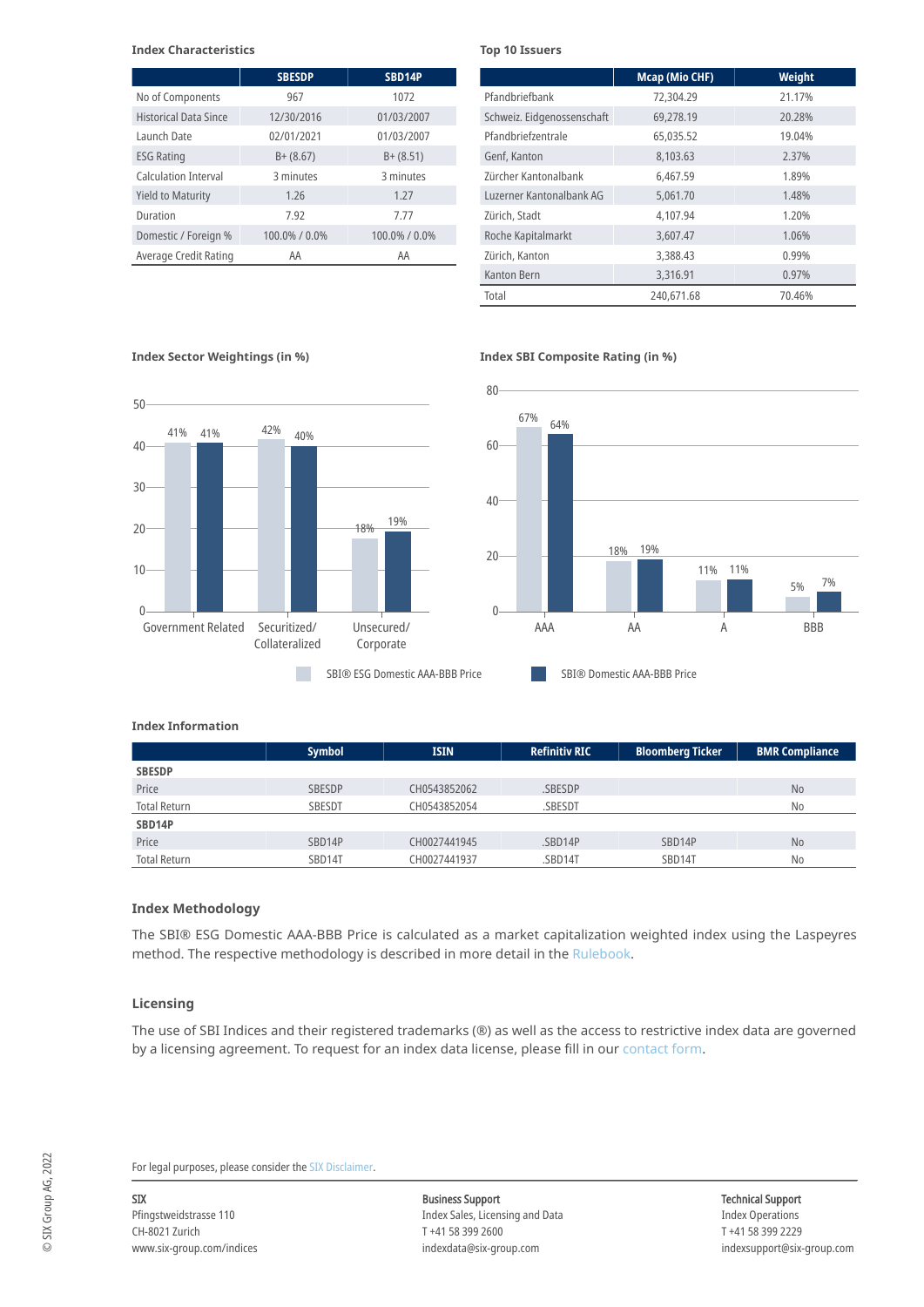### Index Characteristics

| | SBESDP | SBD14P |
|---|---|---|
| No of Components | 967 | 1072 |
| Historical Data Since | 12/30/2016 | 01/03/2007 |
| Launch Date | 02/01/2021 | 01/03/2007 |
| ESG Rating | B+ (8.67) | B+ (8.51) |
| Calculation Interval | 3 minutes | 3 minutes |
| Yield to Maturity | 1.26 | 1.27 |
| Duration | 7.92 | 7.77 |
| Domestic / Foreign % | 100.0% / 0.0% | 100.0% / 0.0% |
| Average Credit Rating | AA | AA |

### Top 10 Issuers

| | Mcap (Mio CHF) | Weight |
|---|---|---|
| Pfandbriefbank | 72,304.29 | 21.17% |
| Schweiz. Eidgenossenschaft | 69,278.19 | 20.28% |
| Pfandbriefzentrale | 65,035.52 | 19.04% |
| Genf, Kanton | 8,103.63 | 2.37% |
| Zürcher Kantonalbank | 6,467.59 | 1.89% |
| Luzerner Kantonalbank AG | 5,061.70 | 1.48% |
| Zürich, Stadt | 4,107.94 | 1.20% |
| Roche Kapitalmarkt | 3,607.47 | 1.06% |
| Zürich, Kanton | 3,388.43 | 0.99% |
| Kanton Bern | 3,316.91 | 0.97% |
| Total | 240,671.68 | 70.46% |

### Index Sector Weightings (in %)

50
40
30
20
10
0

41% 41% 42% 40% 18% 19%

Government Related
Securitized/ Collateralized
Unsecured/ Corporate

### Index SBI Composite Rating (in %)

80
60
40
20
0

67% 64% 18% 19% 11% 11% 5% 7%

AAA
AA
A
BBB

SBI® ESG Domestic AAA-BBB Price

SBI® Domestic AAA-BBB Price

### Index Information

| | Symbol | ISIN | Refinitiv RIC | Bloomberg Ticker | BMR Compliance |
|---|---|---|---|---|---|
| **SBESDP** | | | | | |
| Price | SBESDP | CH0543852062 | .SBESDP | | No |
| Total Return | SBESDT | CH0543852054 | .SBESDT | | No |
| **SBD14P** | | | | | |
| Price | SBD14P | CH0027441945 | .SBD14P | SBD14P | No |
| Total Return | SBD14T | CH0027441937 | .SBD14T | SBD14T | No |

### Index Methodology

The SBI® ESG Domestic AAA-BBB Price is calculated as a market capitalization weighted index using the Laspeyres method. The respective methodology is described in more detail in the Rulebook.

### Licensing

The use of SBI Indices and their registered trademarks (®) as well as the access to restrictive index data are governed by a licensing agreement. To request for an index data license, please fill in our contact form.

For legal purposes, please consider the SIX Disclaimer.

**SIX**
Pfingstweidstrasse 110
CH-8021 Zurich
www.six-group.com/indices

**Business Support**
Index Sales, Licensing and Data
T +41 58 399 2600
indexdata@six-group.com

**Technical Support**
Index Operations
T +41 58 399 2229
indexsupport@six-group.com

© SIX Group AG, 2022